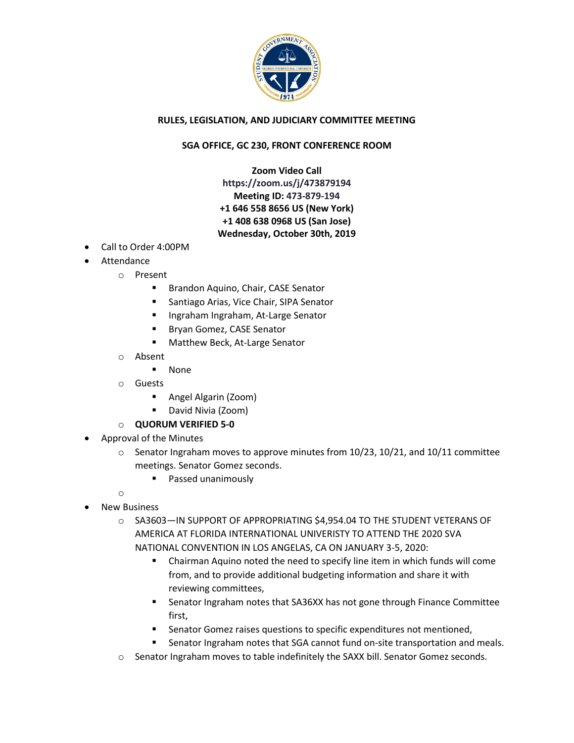**RULES, LEGISLATION, AND JUDICIARY COMMITTEE MEETING**

**SGA OFFICE, GC 230, FRONT CONFERENCE ROOM**

**Zoom Video Call**
**https://zoom.us/j/473879194**
**Meeting ID: 473-879-194**
**+1 646 558 8656 US (New York)**
**+1 408 638 0968 US (San Jose)**
**Wednesday, October 30th, 2019**

- Call to Order 4:00PM
- Attendance
  - Present
    - Brandon Aquino, Chair, CASE Senator
    - Santiago Arias, Vice Chair, SIPA Senator
    - Ingraham Ingraham, At-Large Senator
    - Bryan Gomez, CASE Senator
    - Matthew Beck, At-Large Senator
  - Absent
    - None
  - Guests
    - Angel Algarin (Zoom)
    - David Nivia (Zoom)
  - **QUORUM VERIFIED 5-0**
- Approval of the Minutes
  - Senator Ingraham moves to approve minutes from 10/23, 10/21, and 10/11 committee meetings. Senator Gomez seconds.
    - Passed unanimously
  - 
- New Business
  - SA3603—IN SUPPORT OF APPROPRIATING $4,954.04 TO THE STUDENT VETERANS OF AMERICA AT FLORIDA INTERNATIONAL UNIVERISTY TO ATTEND THE 2020 SVA NATIONAL CONVENTION IN LOS ANGELAS, CA ON JANUARY 3-5, 2020:
    - Chairman Aquino noted the need to specify line item in which funds will come from, and to provide additional budgeting information and share it with reviewing committees,
    - Senator Ingraham notes that SA36XX has not gone through Finance Committee first,
    - Senator Gomez raises questions to specific expenditures not mentioned,
    - Senator Ingraham notes that SGA cannot fund on-site transportation and meals.
  - Senator Ingraham moves to table indefinitely the SAXX bill. Senator Gomez seconds.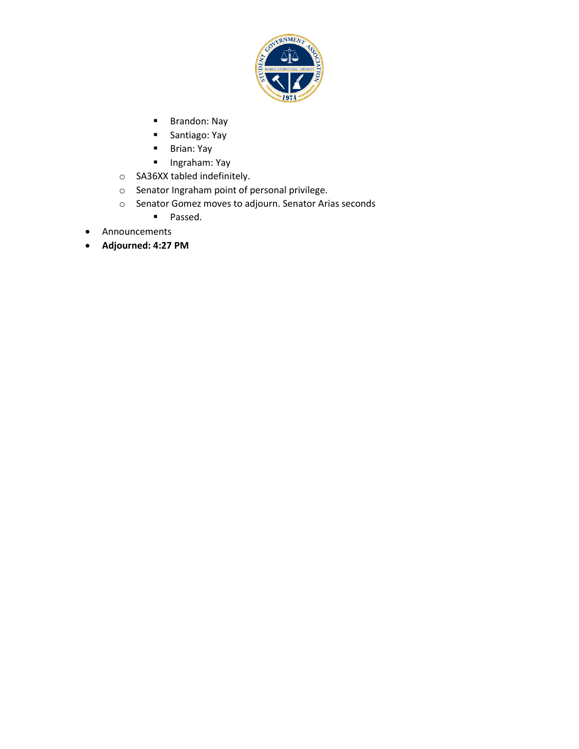- Brandon: Nay
        - Santiago: Yay
        - Brian: Yay
        - Ingraham: Yay
    - SA36XX tabled indefinitely.
    - Senator Ingraham point of personal privilege.
    - Senator Gomez moves to adjourn. Senator Arias seconds
        - Passed.
- Announcements
- **Adjourned: 4:27 PM**